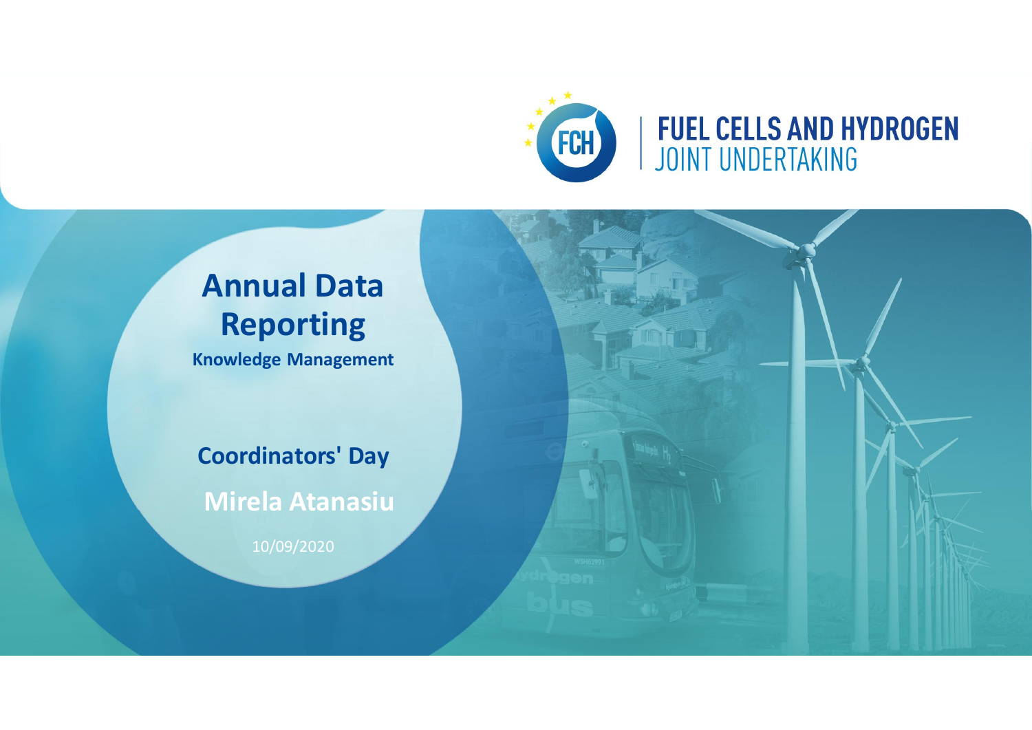FUEL CELLS AND HYDROGEN
JOINT UNDERTAKING

# Annual Data Reporting

**Knowledge Management**

**Coordinators' Day**

**Mirela Atanasiu**

10/09/2020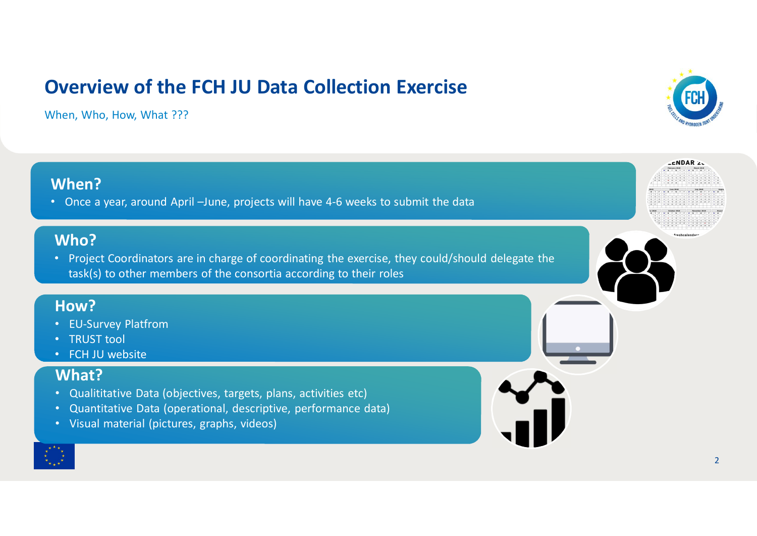# Overview of the FCH JU Data Collection Exercise

When, Who, How, What ???

## When?

- Once a year, around April –June, projects will have 4-6 weeks to submit the data

## Who?

- Project Coordinators are in charge of coordinating the exercise, they could/should delegate the task(s) to other members of the consortia according to their roles

## How?

- EU-Survey Platfrom
- TRUST tool
- FCH JU website

## What?

- Qualititative Data (objectives, targets, plans, activities etc)
- Quantitative Data (operational, descriptive, performance data)
- Visual material (pictures, graphs, videos)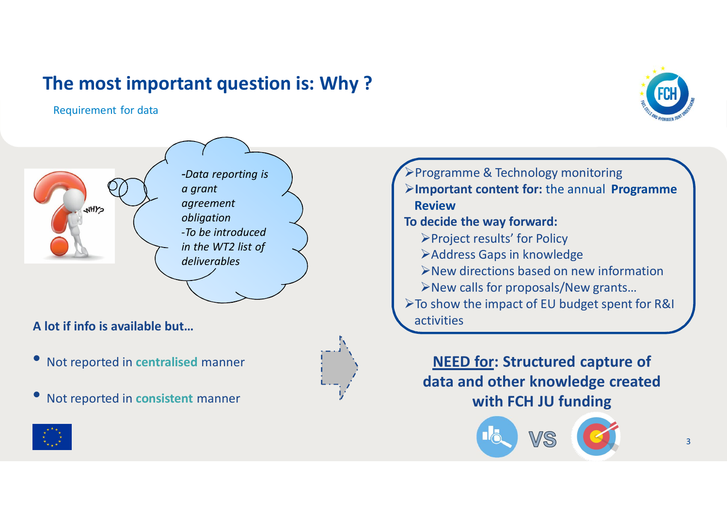# The most important question is: Why ?

Requirement for data

*-Data reporting is a grant agreement obligation*
*-To be introduced in the WT2 list of deliverables*

**A lot if info is available but…**

- Not reported in **centralised** manner
- Not reported in **consistent** manner

- Programme & Technology monitoring
- **Important content for:** the annual **Programme Review**

**To decide the way forward:**

- Project results' for Policy
- Address Gaps in knowledge
- New directions based on new information
- New calls for proposals/New grants…

- To show the impact of EU budget spent for R&I activities

**NEED for: Structured capture of data and other knowledge created with FCH JU funding**

VS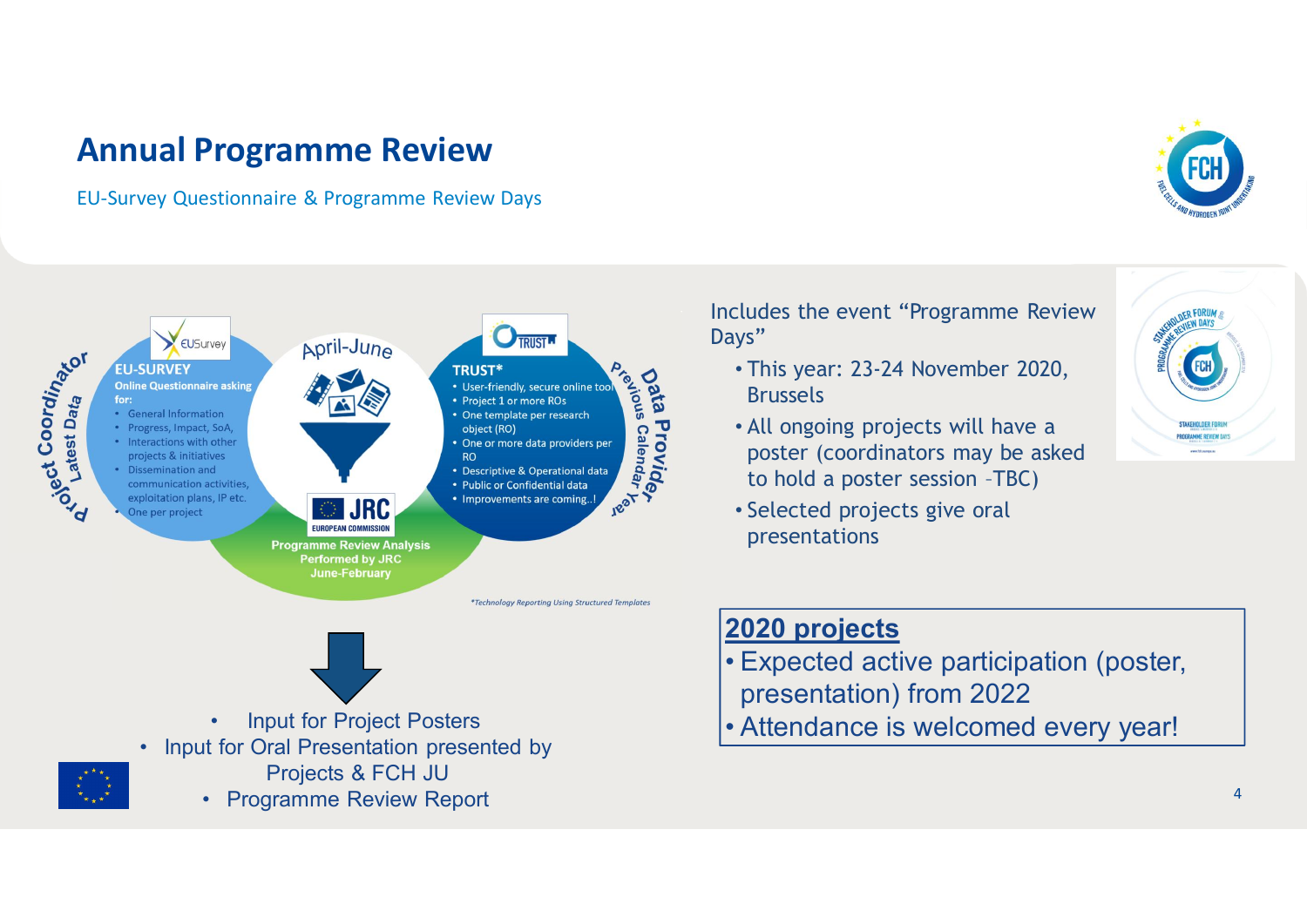# Annual Programme Review

EU-Survey Questionnaire & Programme Review Days

**Project Coordinator** – Latest Data

**EU-SURVEY**

**Online Questionnaire asking for:**

- General Information
- Progress, Impact, SoA,
- Interactions with other projects & initiatives
- Dissemination and communication activities, exploitation plans, IP etc.
- One per project

April-June

**TRUST***

- User-friendly, secure online tool
- Project 1 or more ROs
- One template per research object (RO)
- One or more data providers per RO
- Descriptive & Operational data
- Public or Confidential data
- Improvements are coming..!

**Data Provider** – Previous Calendar Year

**Programme Review Analysis Performed by JRC June-February**

*Technology Reporting Using Structured Templates

- Input for Project Posters
- Input for Oral Presentation presented by Projects & FCH JU
- Programme Review Report

Includes the event "Programme Review Days"

- This year: 23-24 November 2020, Brussels
- All ongoing projects will have a poster (coordinators may be asked to hold a poster session –TBC)
- Selected projects give oral presentations

**2020 projects**

- Expected active participation (poster, presentation) from 2022
- Attendance is welcomed every year!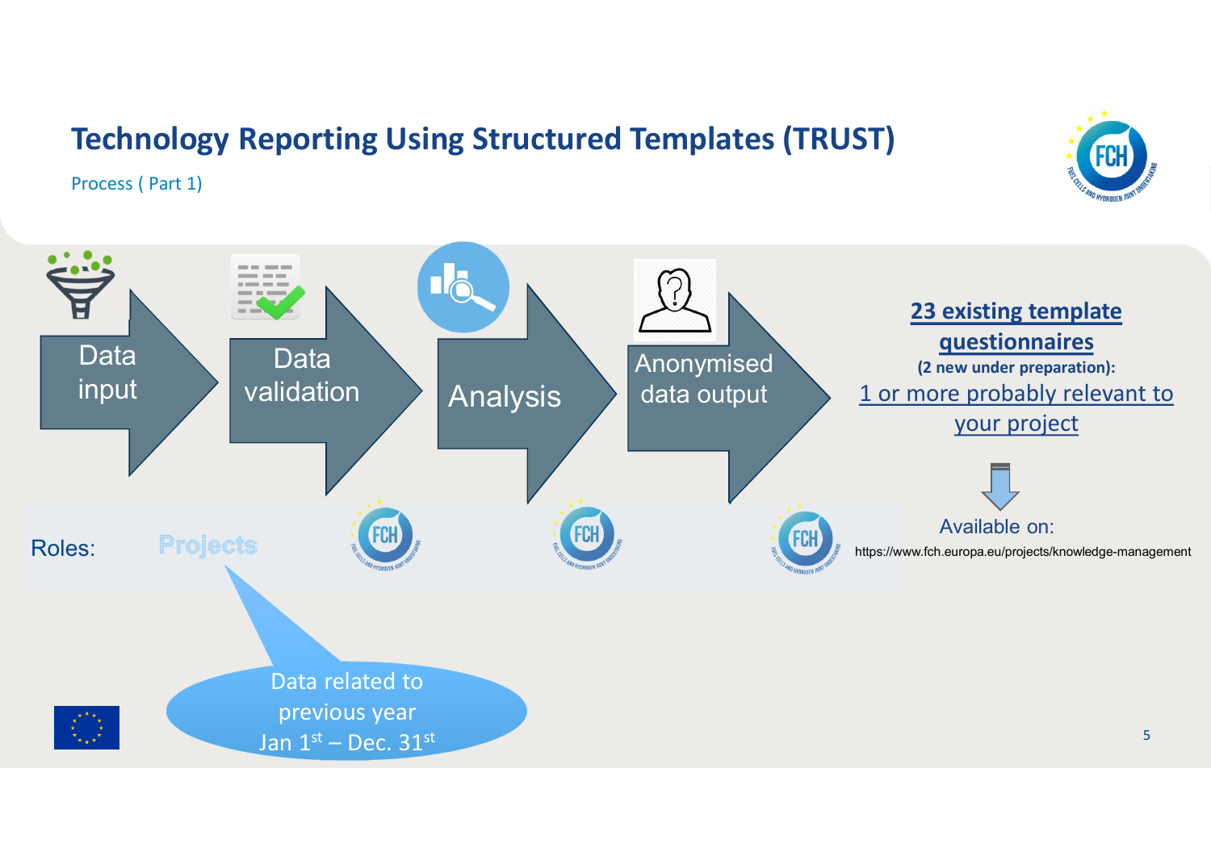# Technology Reporting Using Structured Templates (TRUST)

Process ( Part 1)

Data input → Data validation → Analysis → Anonymised data output

**23 existing template questionnaires**

**(2 new under preparation):**

1 or more probably relevant to your project

Available on:

https://www.fch.europa.eu/projects/knowledge-management

Roles: Projects | FCH | FCH | FCH

Data related to previous year Jan 1st – Dec. 31st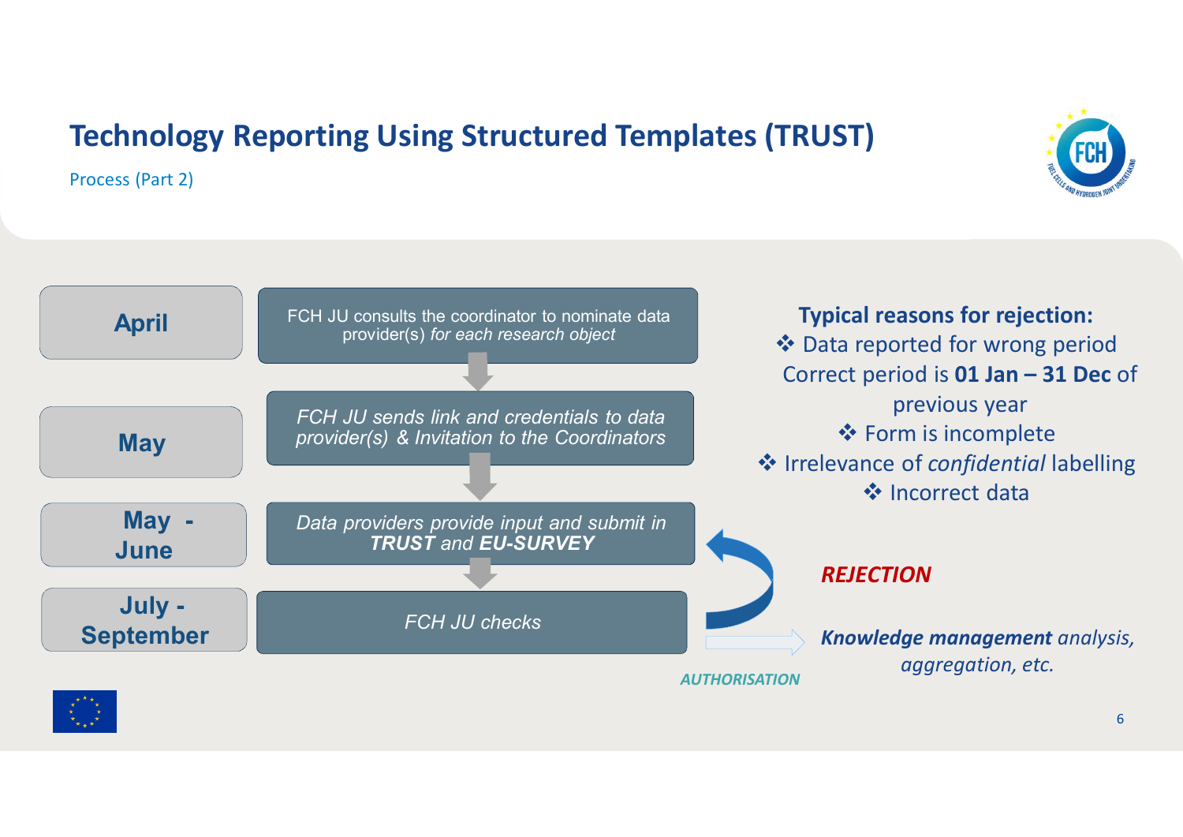# Technology Reporting Using Structured Templates (TRUST)

Process (Part 2)

| Period | Step |
| --- | --- |
| **April** | FCH JU consults the coordinator to nominate data provider(s) *for each research object* |
| **May** | *FCH JU sends link and credentials to data provider(s) & Invitation to the Coordinators* |
| **May - June** | *Data providers provide input and submit in **TRUST** and **EU-SURVEY*** |
| **July - September** | *FCH JU checks* |

**Typical reasons for rejection:**

- Data reported for wrong period
  Correct period is **01 Jan – 31 Dec** of previous year
- Form is incomplete
- Irrelevance of *confidential* labelling
- Incorrect data

***REJECTION***

*AUTHORISATION*

***Knowledge management** analysis, aggregation, etc.*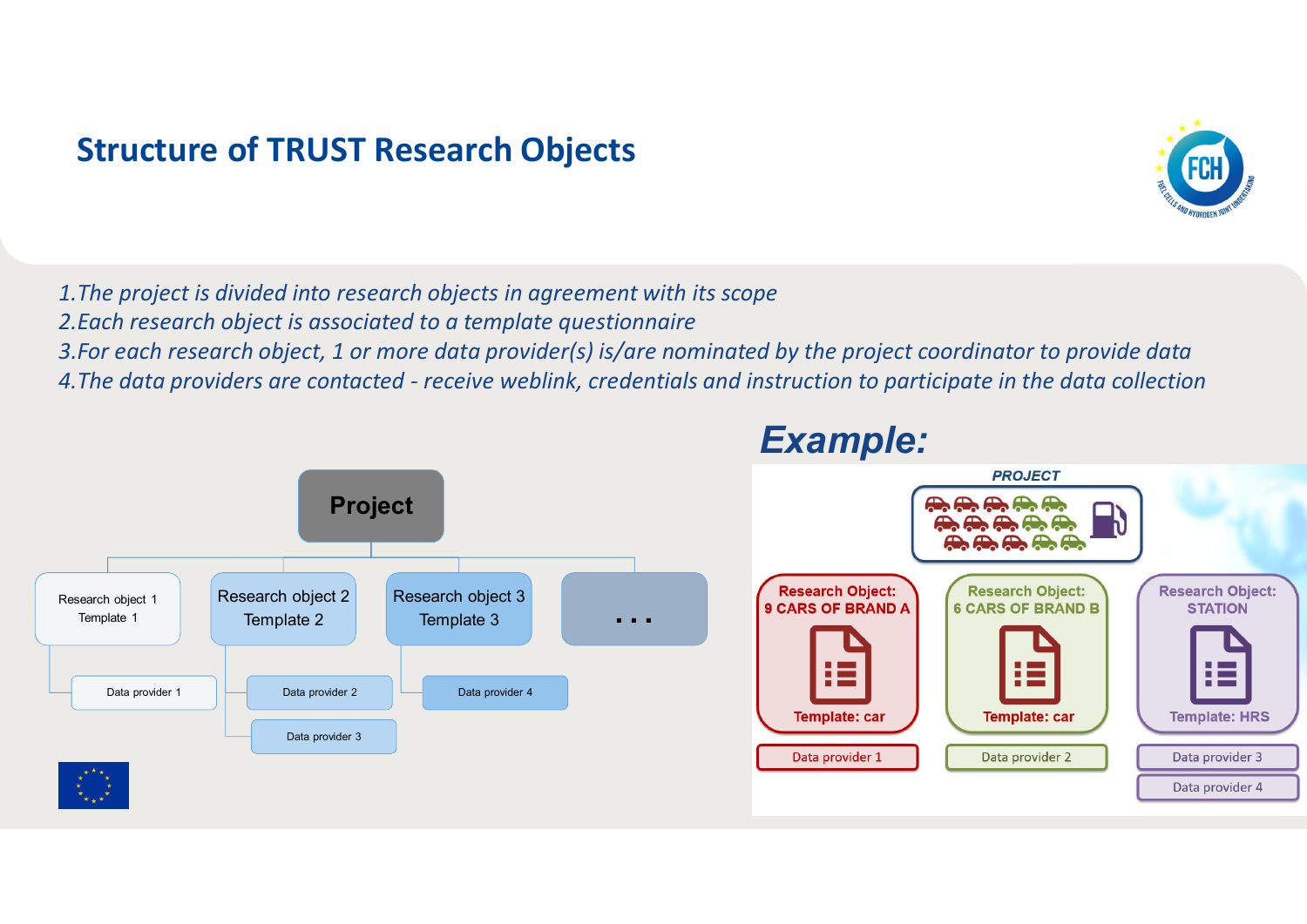# Structure of TRUST Research Objects

1. *The project is divided into research objects in agreement with its scope*
2. *Each research object is associated to a template questionnaire*
3. *For each research object, 1 or more data provider(s) is/are nominated by the project coordinator to provide data*
4. *The data providers are contacted - receive weblink, credentials and instruction to participate in the data collection*

**Project**

- Research object 1 / Template 1
  - Data provider 1
- Research object 2 / Template 2
  - Data provider 2
  - Data provider 3
- Research object 3 / Template 3
  - Data provider 4
- . . .

## *Example:*

**PROJECT**

| Research Object: 9 CARS OF BRAND A | Research Object: 6 CARS OF BRAND B | Research Object: STATION |
|---|---|---|
| Template: car | Template: car | Template: HRS |
| Data provider 1 | Data provider 2 | Data provider 3 |
| | | Data provider 4 |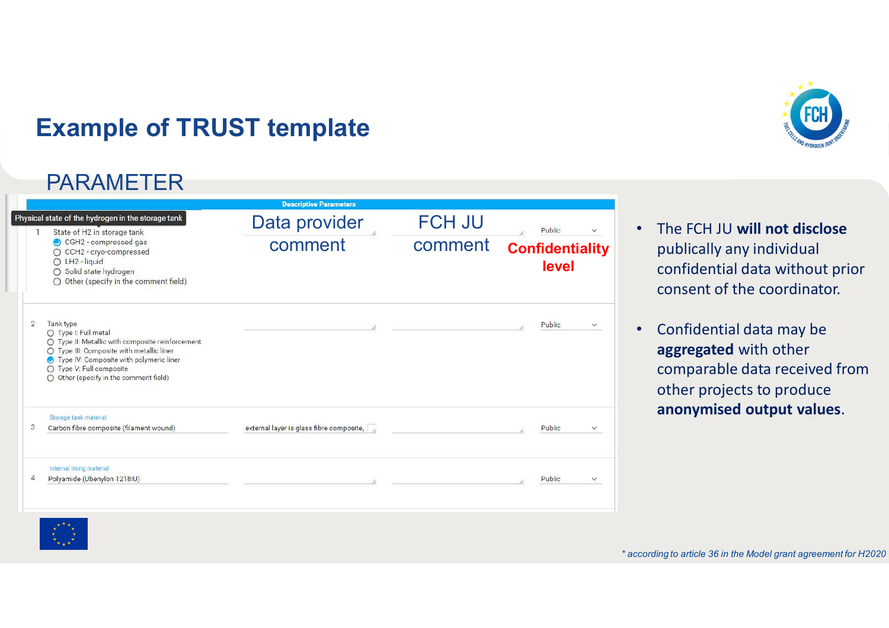# Example of TRUST template

## PARAMETER

| Descriptive Parameters | Data provider comment | FCH JU comment | Confidentiality level |
|---|---|---|---|
| Physical state of the hydrogen in the storage tank<br>1 State of H2 in storage tank<br>◉ CGH2 - compressed gas<br>○ CCH2 - cryo-compressed<br>○ LH2 - liquid<br>○ Solid state hydrogen<br>○ Other (specify in the comment field) | | | Public |
| 2 Tank type<br>○ Type I: Full metal<br>○ Type II: Metallic with composite reinforcement<br>○ Type III: Composite with metallic liner<br>◉ Type IV: Composite with polymeric liner<br>○ Type V: Full composite<br>○ Other (specify in the comment field) | | | Public |
| Storage tank material<br>3 Carbon fibre composite (filament wound) | external layer is glass fibre composite, | | Public |
| Internal lining material<br>4 Polyamide (Ubenylon 1218IU) | | | Public |

- The FCH JU **will not disclose** publically any individual confidential data without prior consent of the coordinator.
- Confidential data may be **aggregated** with other comparable data received from other projects to produce **anonymised output values**.

*\* according to article 36 in the Model grant agreement for H2020*